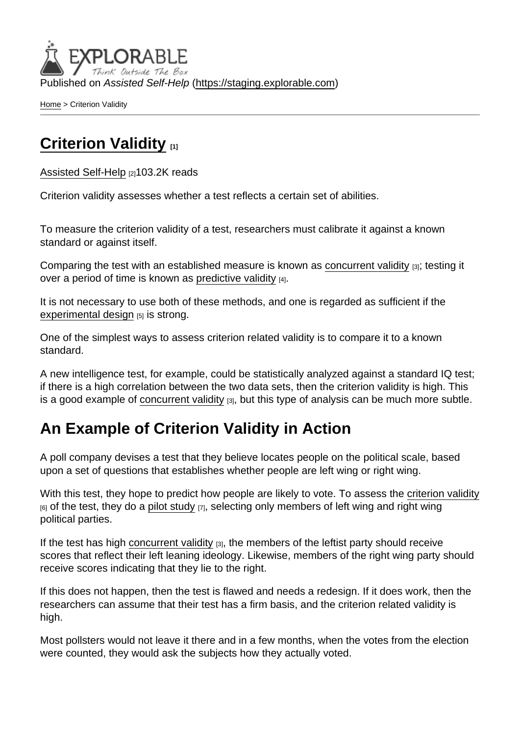Published on *Assisted Self-Help* (https://staging.explorable.com)

Home > Criterion Validity

# Criterion Validity [1]

Assisted Self-Help [2]103.2K reads

Criterion validity assesses whether a test reflects a certain set of abilities.

To measure the criterion validity of a test, researchers must calibrate it against a known standard or against itself.

Comparing the test with an established measure is known as concurrent validity [3]; testing it over a period of time is known as predictive validity [4].

It is not necessary to use both of these methods, and one is regarded as sufficient if the experimental design [5] is strong.

One of the simplest ways to assess criterion related validity is to compare it to a known standard.

A new intelligence test, for example, could be statistically analyzed against a standard IQ test; if there is a high correlation between the two data sets, then the criterion validity is high. This is a good example of concurrent validity [3], but this type of analysis can be much more subtle.

## An Example of Criterion Validity in Action

A poll company devises a test that they believe locates people on the political scale, based upon a set of questions that establishes whether people are left wing or right wing.

With this test, they hope to predict how people are likely to vote. To assess the criterion validity [6] of the test, they do a pilot study [7], selecting only members of left wing and right wing political parties.

If the test has high concurrent validity [3], the members of the leftist party should receive scores that reflect their left leaning ideology. Likewise, members of the right wing party should receive scores indicating that they lie to the right.

If this does not happen, then the test is flawed and needs a redesign. If it does work, then the researchers can assume that their test has a firm basis, and the criterion related validity is high.

Most pollsters would not leave it there and in a few months, when the votes from the election were counted, they would ask the subjects how they actually voted.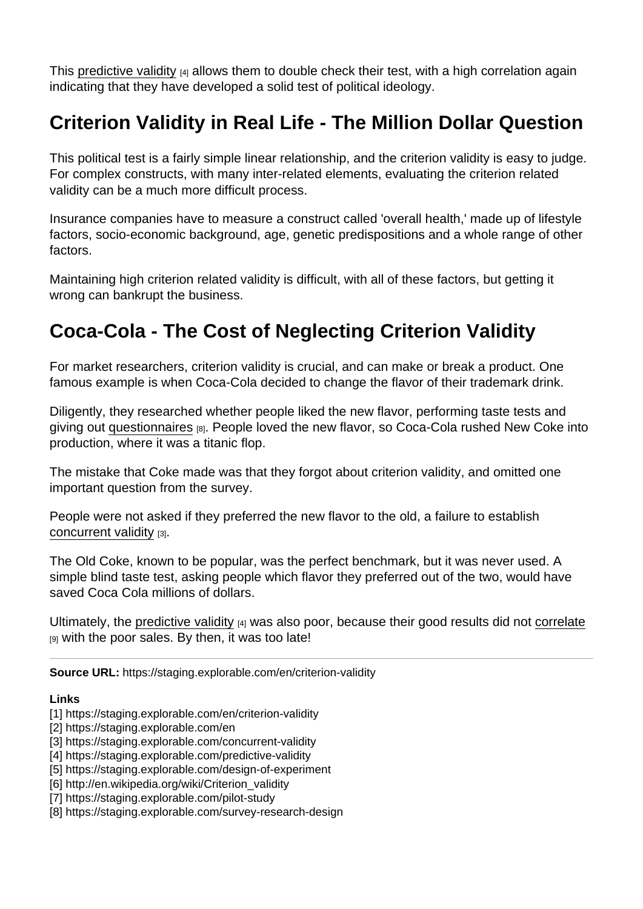This predictive validity [4] allows them to double check their test, with a high correlation again indicating that they have developed a solid test of political ideology.

## Criterion Validity in Real Life - The Million Dollar Question

This political test is a fairly simple linear relationship, and the criterion validity is easy to judge. For complex constructs, with many inter-related elements, evaluating the criterion related validity can be a much more difficult process.

Insurance companies have to measure a construct called 'overall health,' made up of lifestyle factors, socio-economic background, age, genetic predispositions and a whole range of other factors.

Maintaining high criterion related validity is difficult, with all of these factors, but getting it wrong can bankrupt the business.

## Coca-Cola - The Cost of Neglecting Criterion Validity

For market researchers, criterion validity is crucial, and can make or break a product. One famous example is when Coca-Cola decided to change the flavor of their trademark drink.

Diligently, they researched whether people liked the new flavor, performing taste tests and giving out questionnaires [8]. People loved the new flavor, so Coca-Cola rushed New Coke into production, where it was a titanic flop.

The mistake that Coke made was that they forgot about criterion validity, and omitted one important question from the survey.

People were not asked if they preferred the new flavor to the old, a failure to establish concurrent validity [3].

The Old Coke, known to be popular, was the perfect benchmark, but it was never used. A simple blind taste test, asking people which flavor they preferred out of the two, would have saved Coca Cola millions of dollars.

Ultimately, the predictive validity [4] was also poor, because their good results did not correlate [9] with the poor sales. By then, it was too late!

---

**Source URL:** https://staging.explorable.com/en/criterion-validity

**Links**

[1] https://staging.explorable.com/en/criterion-validity
[2] https://staging.explorable.com/en
[3] https://staging.explorable.com/concurrent-validity
[4] https://staging.explorable.com/predictive-validity
[5] https://staging.explorable.com/design-of-experiment
[6] http://en.wikipedia.org/wiki/Criterion_validity
[7] https://staging.explorable.com/pilot-study
[8] https://staging.explorable.com/survey-research-design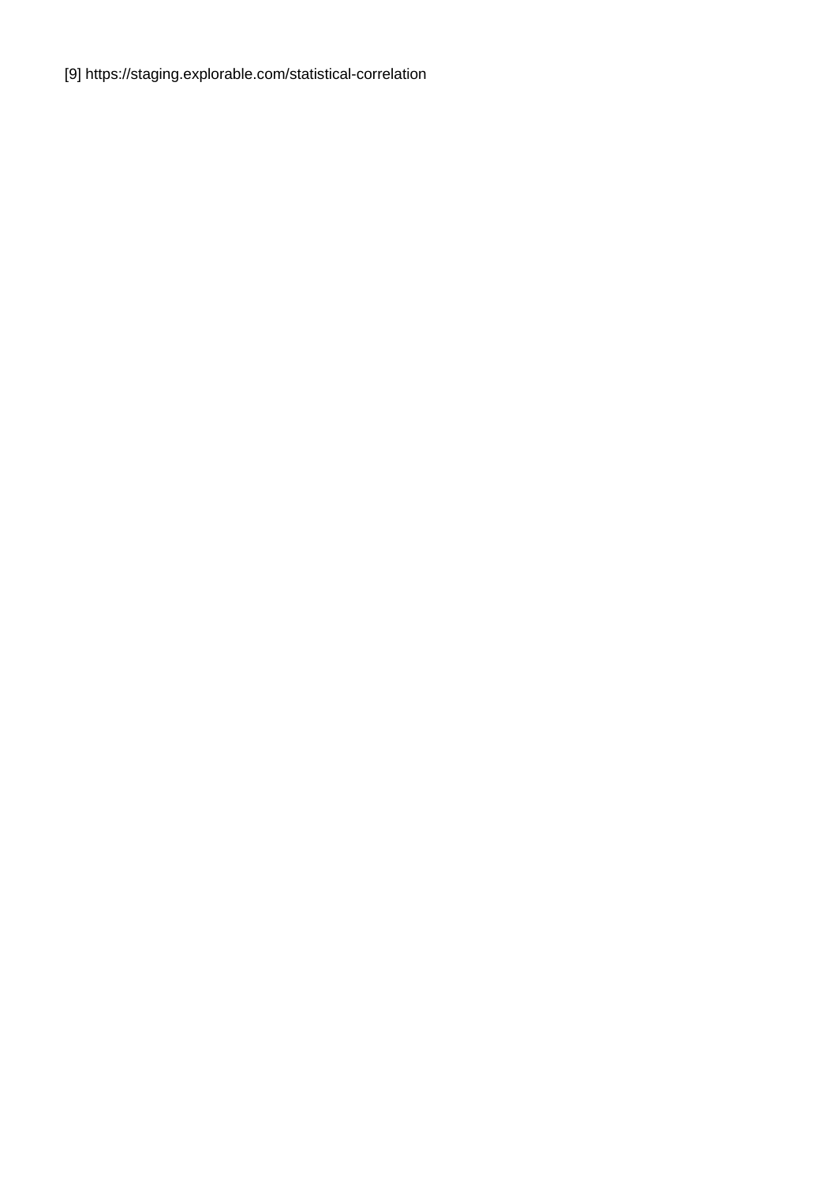[9] https://staging.explorable.com/statistical-correlation